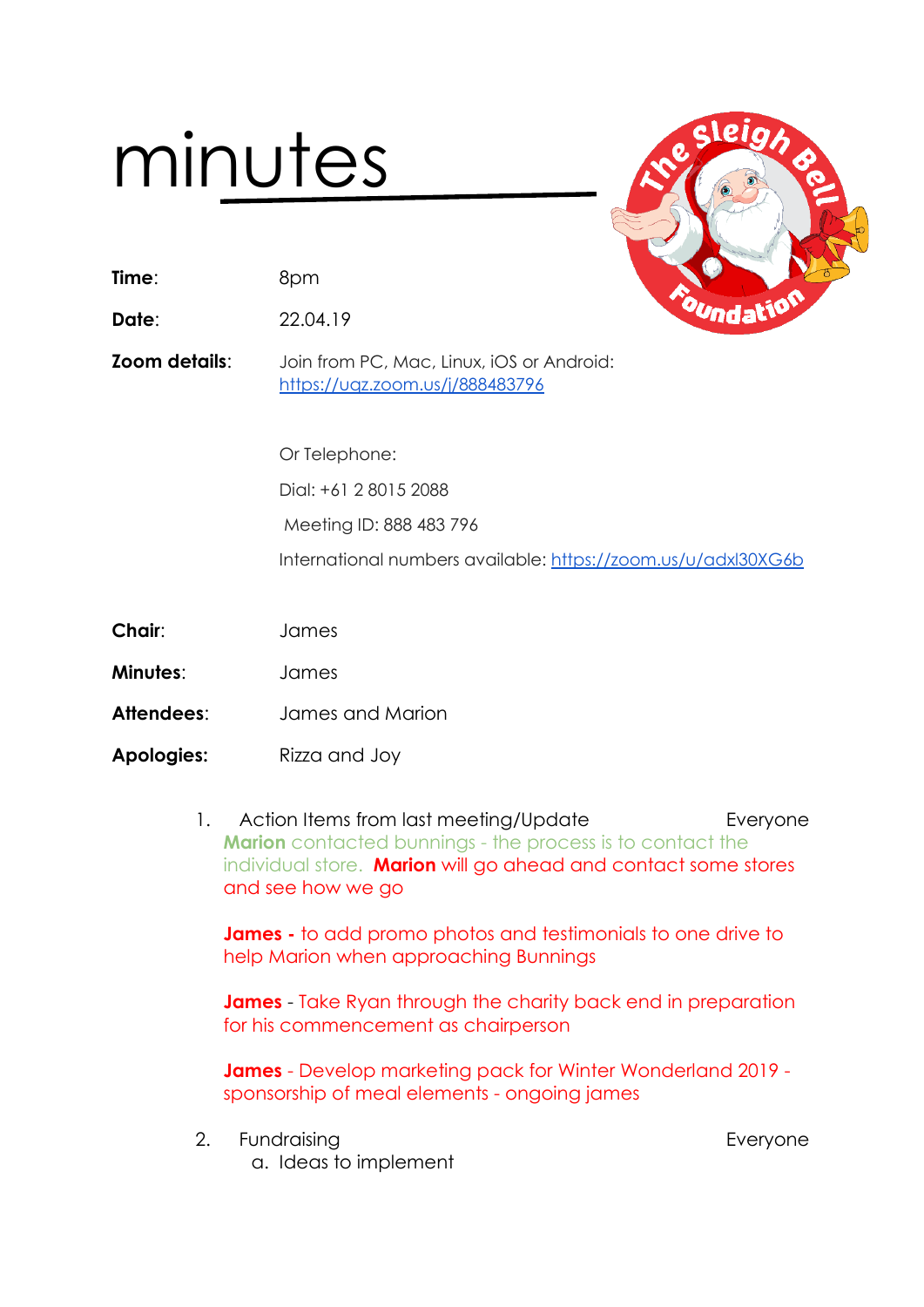# minutes

**Time**: 8pm

**Date**: 22.04.19

**Zoom details**: Join from PC, Mac, Linux, iOS or Android: https://uqz.zoom.us/j/888483796

Or Telephone:

Dial: +61 2 8015 2088

Meeting ID: 888 483 796

International numbers available: https://zoom.us/u/adxl30XG6b

**Chair**: James

**Minutes**: James

**Attendees**: James and Marion

**Apologies:** Rizza and Joy

1. Action Items from last meeting/Update — Everyone

   **Marion** contacted bunnings - the process is to contact the individual store. **Marion** will go ahead and contact some stores and see how we go

   **James -** to add promo photos and testimonials to one drive to help Marion when approaching Bunnings

   **James** - Take Ryan through the charity back end in preparation for his commencement as chairperson

   **James** - Develop marketing pack for Winter Wonderland 2019 - sponsorship of meal elements - ongoing james

2. Fundraising — Everyone
   a. Ideas to implement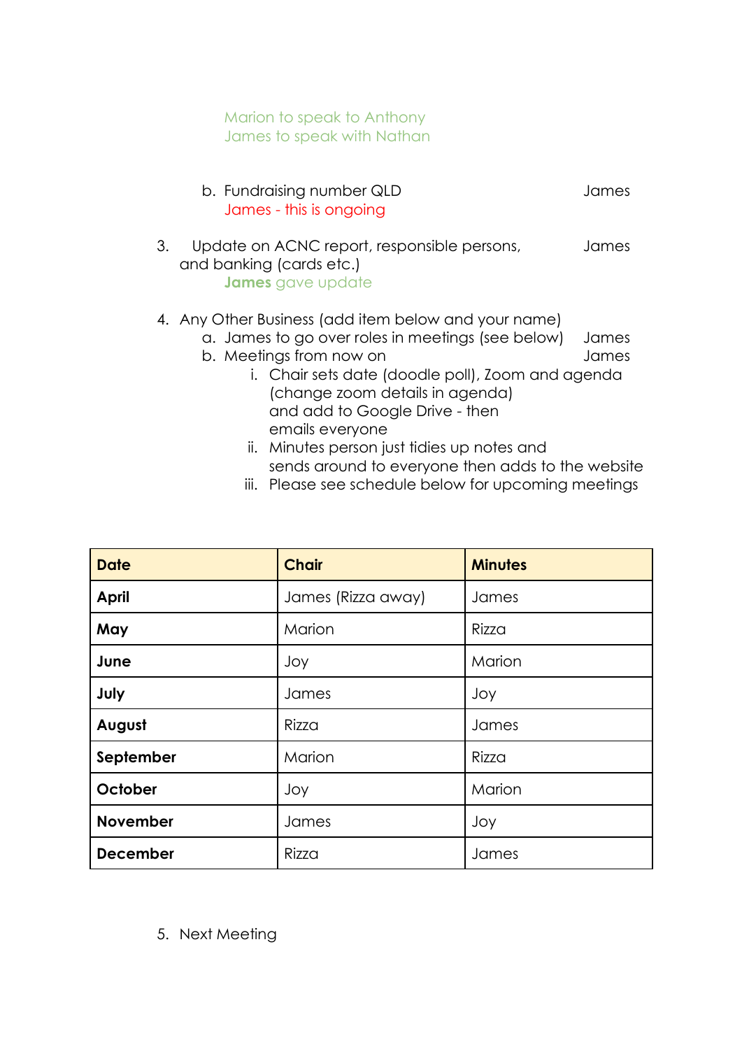Marion to speak to Anthony
James to speak with Nathan

b. Fundraising number QLD — James
   James - this is ongoing

3. Update on ACNC report, responsible persons, and banking (cards etc.) — James
   **James** gave update

4. Any Other Business (add item below and your name)
   a. James to go over roles in meetings (see below) — James
   b. Meetings from now on — James
      i. Chair sets date (doodle poll), Zoom and agenda (change zoom details in agenda) and add to Google Drive - then emails everyone
      ii. Minutes person just tidies up notes and sends around to everyone then adds to the website
      iii. Please see schedule below for upcoming meetings

| Date | Chair | Minutes |
|---|---|---|
| **April** | James (Rizza away) | James |
| **May** | Marion | Rizza |
| **June** | Joy | Marion |
| **July** | James | Joy |
| **August** | Rizza | James |
| **September** | Marion | Rizza |
| **October** | Joy | Marion |
| **November** | James | Joy |
| **December** | Rizza | James |

5. Next Meeting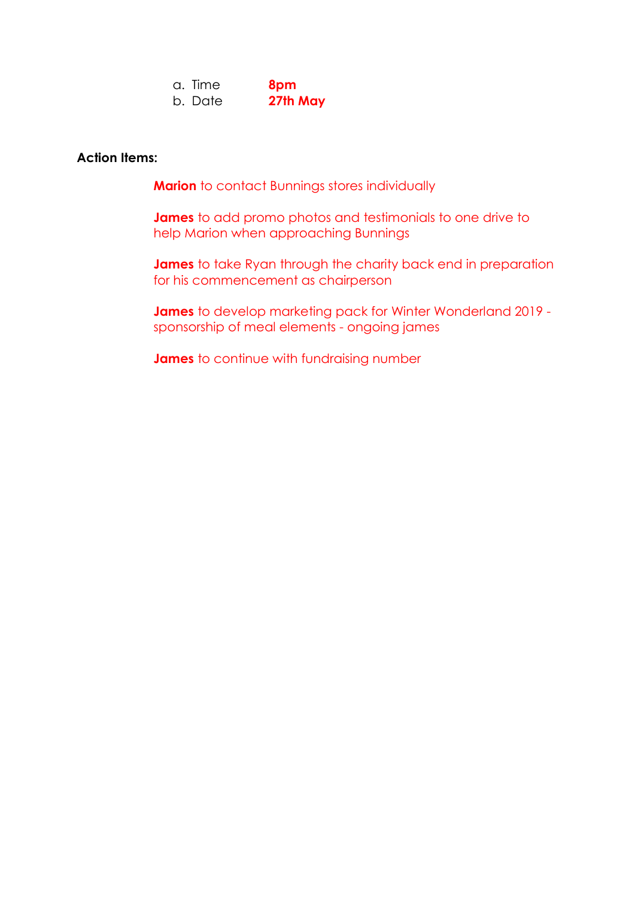a. Time **8pm**
b. Date **27th May**

**Action Items:**

**Marion** to contact Bunnings stores individually

**James** to add promo photos and testimonials to one drive to help Marion when approaching Bunnings

**James** to take Ryan through the charity back end in preparation for his commencement as chairperson

**James** to develop marketing pack for Winter Wonderland 2019 - sponsorship of meal elements - ongoing james

**James** to continue with fundraising number